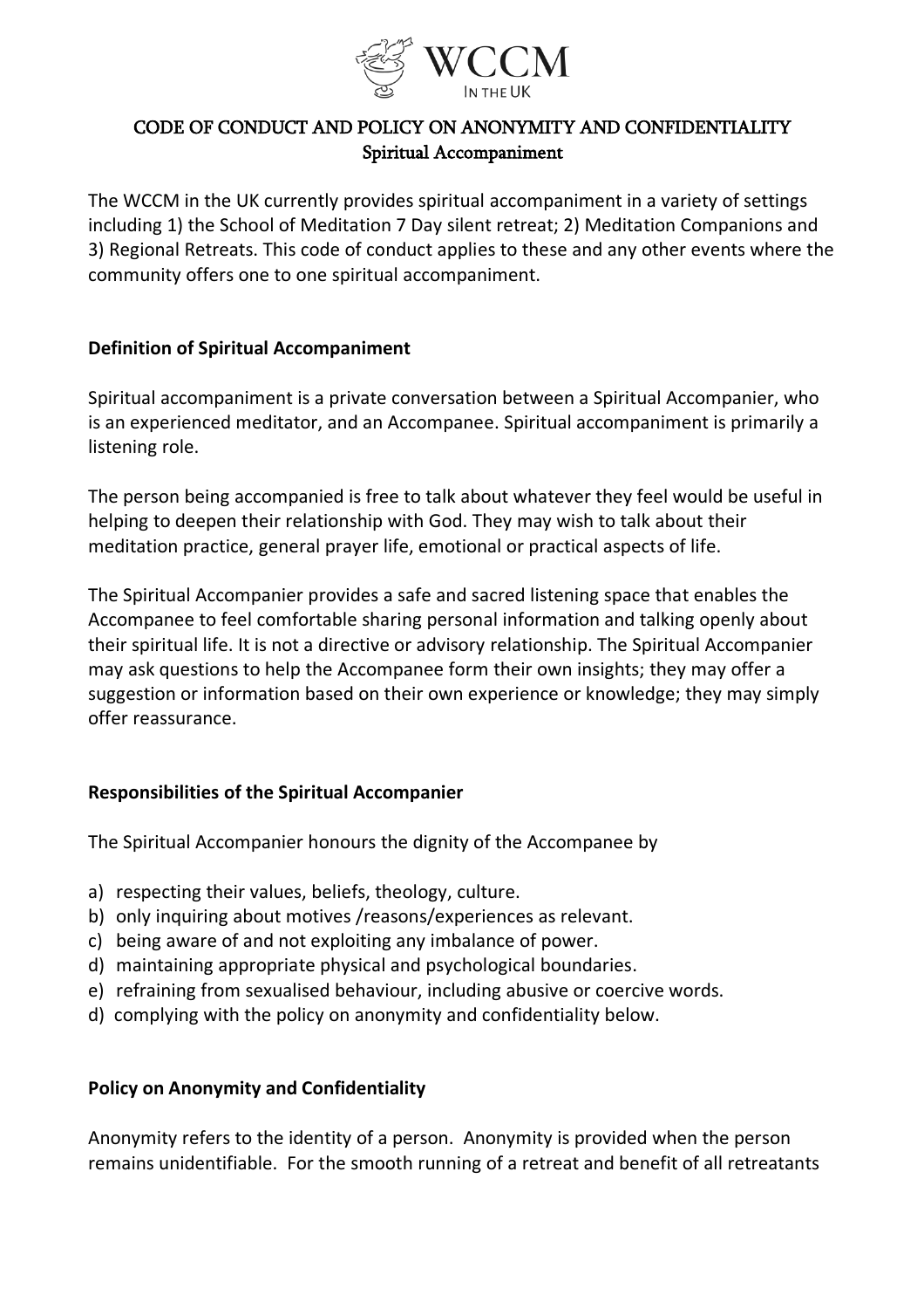WCCM IN THE UK

# CODE OF CONDUCT AND POLICY ON ANONYMITY AND CONFIDENTIALITY

## Spiritual Accompaniment

The WCCM in the UK currently provides spiritual accompaniment in a variety of settings including 1) the School of Meditation 7 Day silent retreat; 2) Meditation Companions and 3) Regional Retreats. This code of conduct applies to these and any other events where the community offers one to one spiritual accompaniment.

### Definition of Spiritual Accompaniment

Spiritual accompaniment is a private conversation between a Spiritual Accompanier, who is an experienced meditator, and an Accompanee. Spiritual accompaniment is primarily a listening role.

The person being accompanied is free to talk about whatever they feel would be useful in helping to deepen their relationship with God. They may wish to talk about their meditation practice, general prayer life, emotional or practical aspects of life.

The Spiritual Accompanier provides a safe and sacred listening space that enables the Accompanee to feel comfortable sharing personal information and talking openly about their spiritual life. It is not a directive or advisory relationship. The Spiritual Accompanier may ask questions to help the Accompanee form their own insights; they may offer a suggestion or information based on their own experience or knowledge; they may simply offer reassurance.

### Responsibilities of the Spiritual Accompanier

The Spiritual Accompanier honours the dignity of the Accompanee by

a) respecting their values, beliefs, theology, culture.
b) only inquiring about motives /reasons/experiences as relevant.
c) being aware of and not exploiting any imbalance of power.
d) maintaining appropriate physical and psychological boundaries.
e) refraining from sexualised behaviour, including abusive or coercive words.
d) complying with the policy on anonymity and confidentiality below.

### Policy on Anonymity and Confidentiality

Anonymity refers to the identity of a person. Anonymity is provided when the person remains unidentifiable. For the smooth running of a retreat and benefit of all retreatants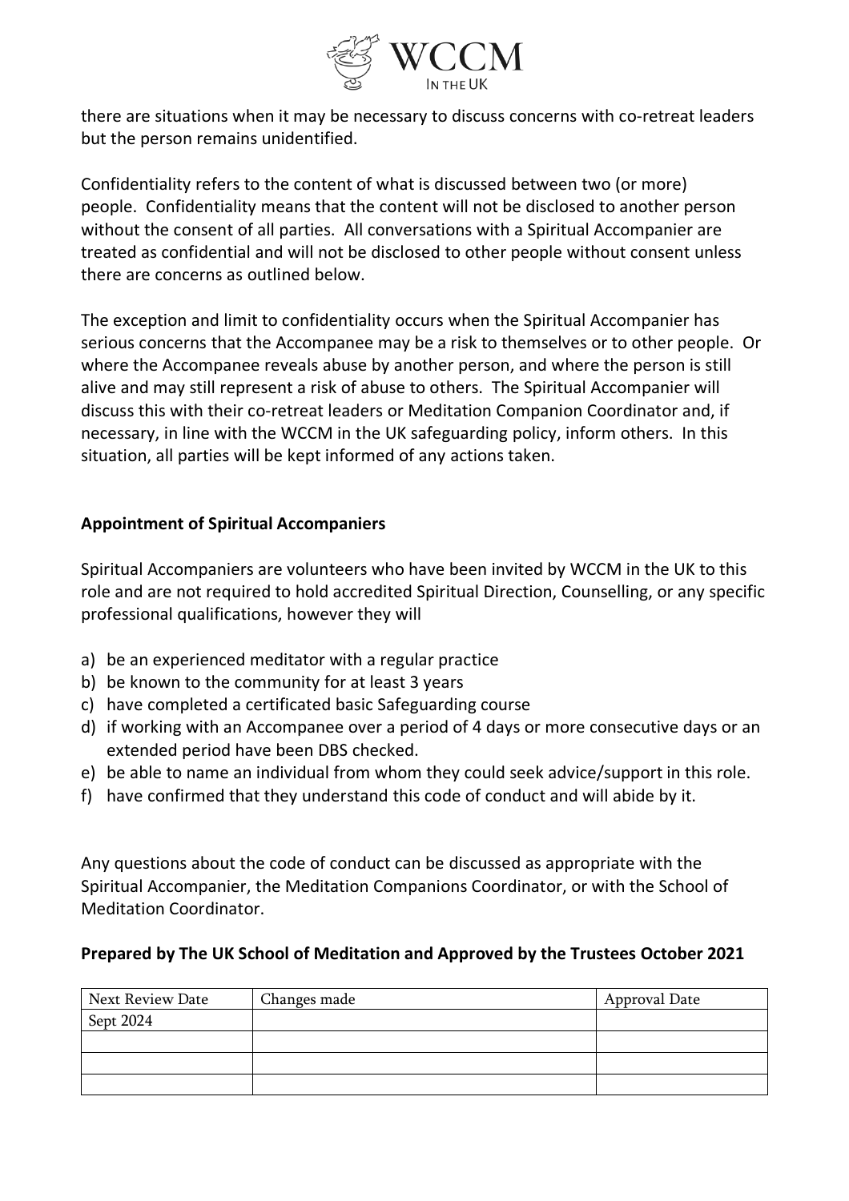there are situations when it may be necessary to discuss concerns with co-retreat leaders but the person remains unidentified.

Confidentiality refers to the content of what is discussed between two (or more) people. Confidentiality means that the content will not be disclosed to another person without the consent of all parties. All conversations with a Spiritual Accompanier are treated as confidential and will not be disclosed to other people without consent unless there are concerns as outlined below.

The exception and limit to confidentiality occurs when the Spiritual Accompanier has serious concerns that the Accompanee may be a risk to themselves or to other people. Or where the Accompanee reveals abuse by another person, and where the person is still alive and may still represent a risk of abuse to others. The Spiritual Accompanier will discuss this with their co-retreat leaders or Meditation Companion Coordinator and, if necessary, in line with the WCCM in the UK safeguarding policy, inform others. In this situation, all parties will be kept informed of any actions taken.

**Appointment of Spiritual Accompaniers**

Spiritual Accompaniers are volunteers who have been invited by WCCM in the UK to this role and are not required to hold accredited Spiritual Direction, Counselling, or any specific professional qualifications, however they will

a) be an experienced meditator with a regular practice
b) be known to the community for at least 3 years
c) have completed a certificated basic Safeguarding course
d) if working with an Accompanee over a period of 4 days or more consecutive days or an extended period have been DBS checked.
e) be able to name an individual from whom they could seek advice/support in this role.
f) have confirmed that they understand this code of conduct and will abide by it.

Any questions about the code of conduct can be discussed as appropriate with the Spiritual Accompanier, the Meditation Companions Coordinator, or with the School of Meditation Coordinator.

**Prepared by The UK School of Meditation and Approved by the Trustees October 2021**

| Next Review Date | Changes made | Approval Date |
|---|---|---|
| Sept 2024 | | |
| | | |
| | | |
| | | |